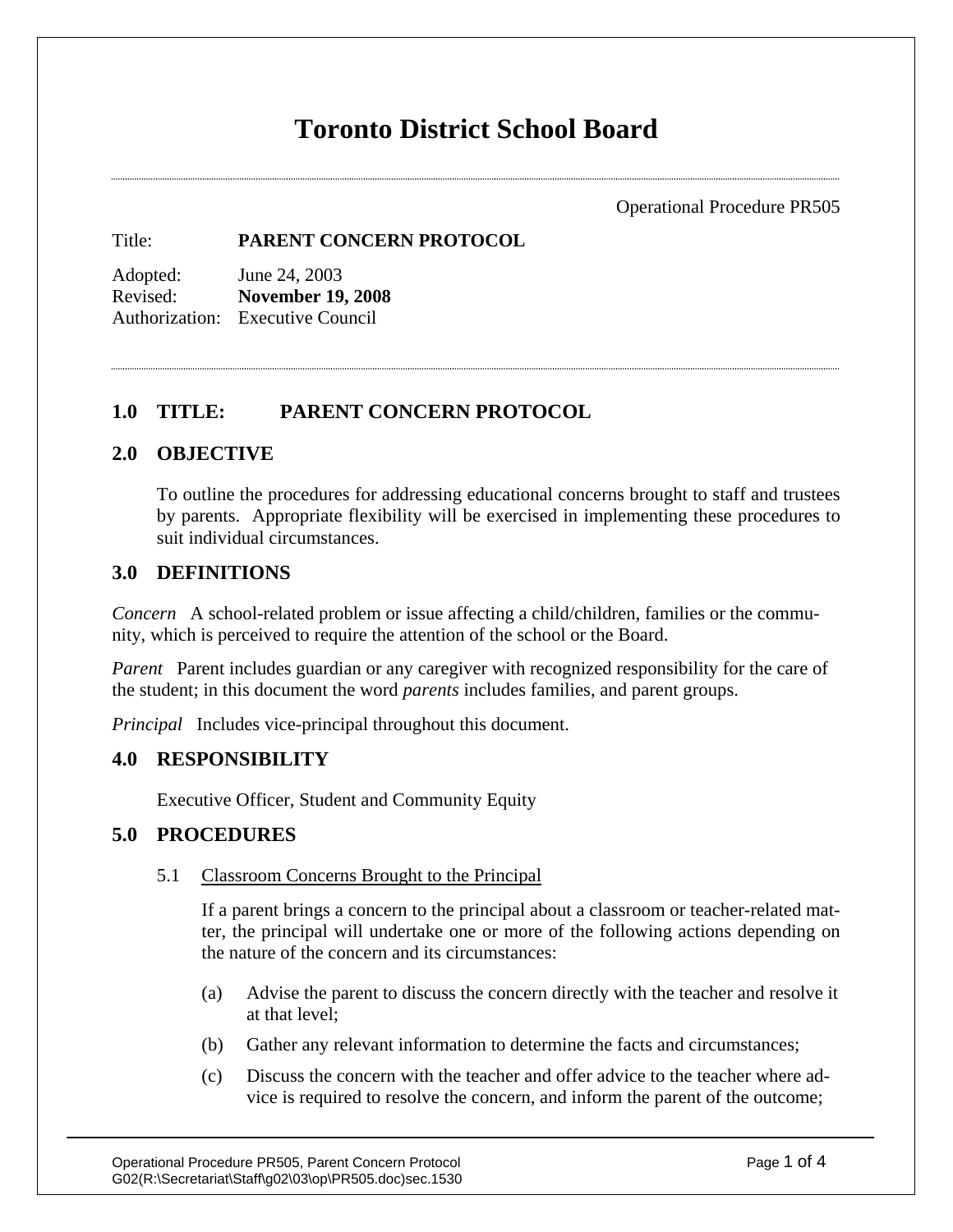# Toronto District School Board

Operational Procedure PR505

Title: **PARENT CONCERN PROTOCOL**

Adopted: June 24, 2003
Revised: **November 19, 2008**
Authorization: Executive Council

## 1.0 TITLE: PARENT CONCERN PROTOCOL

## 2.0 OBJECTIVE

To outline the procedures for addressing educational concerns brought to staff and trustees by parents. Appropriate flexibility will be exercised in implementing these procedures to suit individual circumstances.

## 3.0 DEFINITIONS

*Concern* A school-related problem or issue affecting a child/children, families or the community, which is perceived to require the attention of the school or the Board.

*Parent* Parent includes guardian or any caregiver with recognized responsibility for the care of the student; in this document the word *parents* includes families, and parent groups.

*Principal* Includes vice-principal throughout this document.

## 4.0 RESPONSIBILITY

Executive Officer, Student and Community Equity

## 5.0 PROCEDURES

### 5.1 Classroom Concerns Brought to the Principal

If a parent brings a concern to the principal about a classroom or teacher-related matter, the principal will undertake one or more of the following actions depending on the nature of the concern and its circumstances:

(a) Advise the parent to discuss the concern directly with the teacher and resolve it at that level;

(b) Gather any relevant information to determine the facts and circumstances;

(c) Discuss the concern with the teacher and offer advice to the teacher where advice is required to resolve the concern, and inform the parent of the outcome;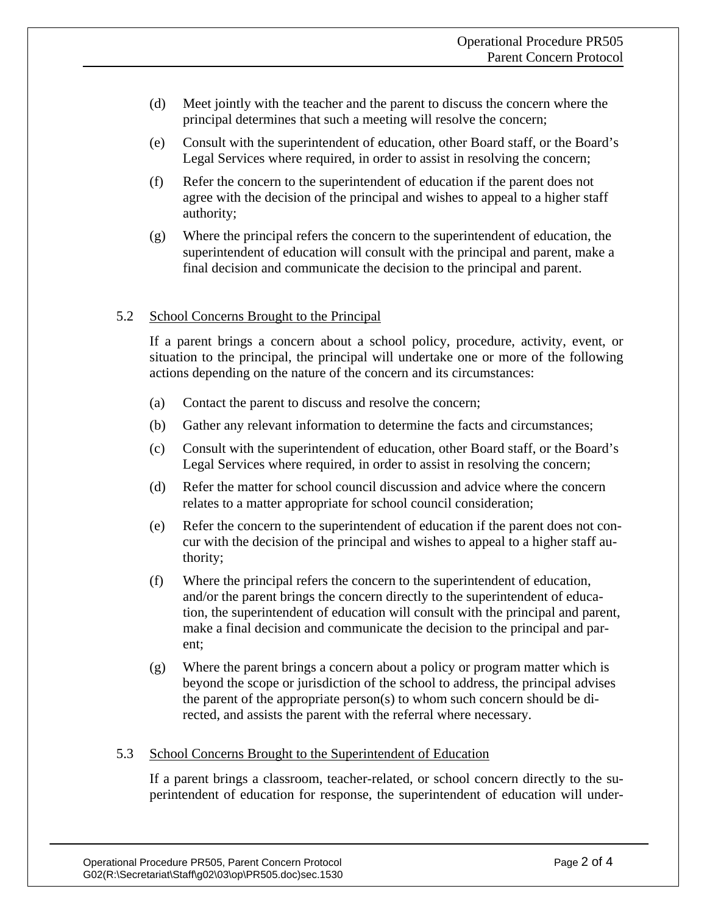(d) Meet jointly with the teacher and the parent to discuss the concern where the principal determines that such a meeting will resolve the concern;

(e) Consult with the superintendent of education, other Board staff, or the Board's Legal Services where required, in order to assist in resolving the concern;

(f) Refer the concern to the superintendent of education if the parent does not agree with the decision of the principal and wishes to appeal to a higher staff authority;

(g) Where the principal refers the concern to the superintendent of education, the superintendent of education will consult with the principal and parent, make a final decision and communicate the decision to the principal and parent.

### 5.2 School Concerns Brought to the Principal

If a parent brings a concern about a school policy, procedure, activity, event, or situation to the principal, the principal will undertake one or more of the following actions depending on the nature of the concern and its circumstances:

(a) Contact the parent to discuss and resolve the concern;

(b) Gather any relevant information to determine the facts and circumstances;

(c) Consult with the superintendent of education, other Board staff, or the Board's Legal Services where required, in order to assist in resolving the concern;

(d) Refer the matter for school council discussion and advice where the concern relates to a matter appropriate for school council consideration;

(e) Refer the concern to the superintendent of education if the parent does not concur with the decision of the principal and wishes to appeal to a higher staff authority;

(f) Where the principal refers the concern to the superintendent of education, and/or the parent brings the concern directly to the superintendent of education, the superintendent of education will consult with the principal and parent, make a final decision and communicate the decision to the principal and parent;

(g) Where the parent brings a concern about a policy or program matter which is beyond the scope or jurisdiction of the school to address, the principal advises the parent of the appropriate person(s) to whom such concern should be directed, and assists the parent with the referral where necessary.

### 5.3 School Concerns Brought to the Superintendent of Education

If a parent brings a classroom, teacher-related, or school concern directly to the superintendent of education for response, the superintendent of education will under-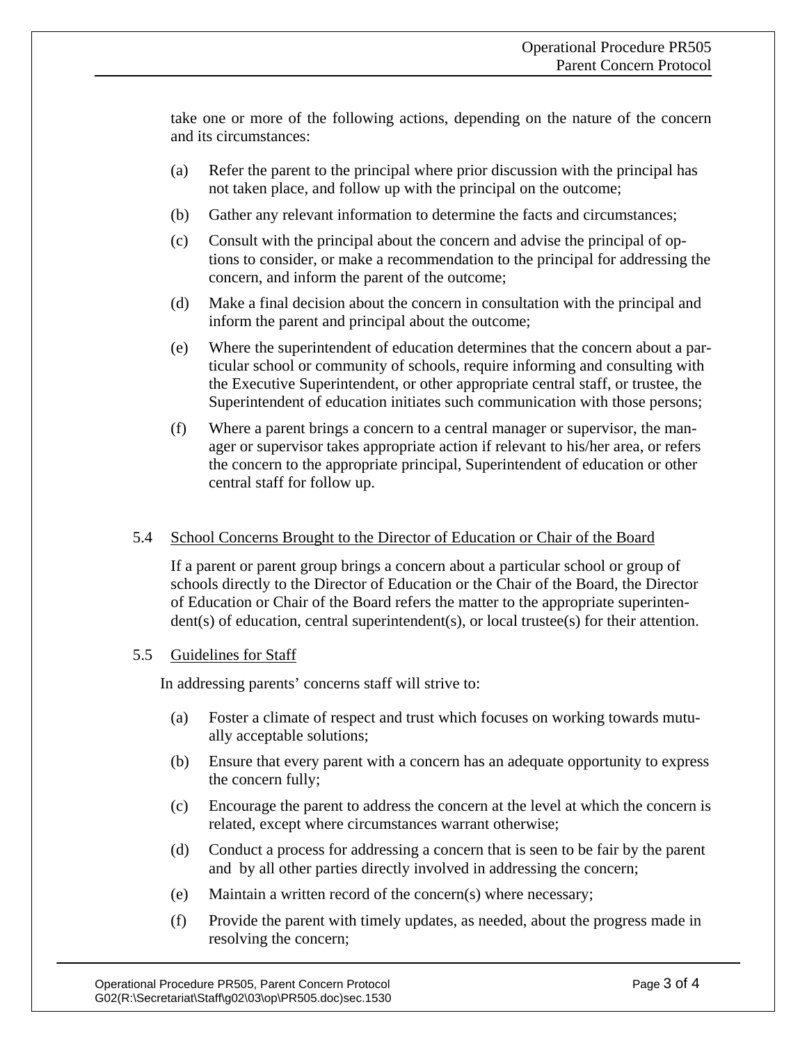take one or more of the following actions, depending on the nature of the concern and its circumstances:

(a) Refer the parent to the principal where prior discussion with the principal has not taken place, and follow up with the principal on the outcome;

(b) Gather any relevant information to determine the facts and circumstances;

(c) Consult with the principal about the concern and advise the principal of options to consider, or make a recommendation to the principal for addressing the concern, and inform the parent of the outcome;

(d) Make a final decision about the concern in consultation with the principal and inform the parent and principal about the outcome;

(e) Where the superintendent of education determines that the concern about a particular school or community of schools, require informing and consulting with the Executive Superintendent, or other appropriate central staff, or trustee, the Superintendent of education initiates such communication with those persons;

(f) Where a parent brings a concern to a central manager or supervisor, the manager or supervisor takes appropriate action if relevant to his/her area, or refers the concern to the appropriate principal, Superintendent of education or other central staff for follow up.

### 5.4 School Concerns Brought to the Director of Education or Chair of the Board

If a parent or parent group brings a concern about a particular school or group of schools directly to the Director of Education or the Chair of the Board, the Director of Education or Chair of the Board refers the matter to the appropriate superintendent(s) of education, central superintendent(s), or local trustee(s) for their attention.

### 5.5 Guidelines for Staff

In addressing parents' concerns staff will strive to:

(a) Foster a climate of respect and trust which focuses on working towards mutually acceptable solutions;

(b) Ensure that every parent with a concern has an adequate opportunity to express the concern fully;

(c) Encourage the parent to address the concern at the level at which the concern is related, except where circumstances warrant otherwise;

(d) Conduct a process for addressing a concern that is seen to be fair by the parent and by all other parties directly involved in addressing the concern;

(e) Maintain a written record of the concern(s) where necessary;

(f) Provide the parent with timely updates, as needed, about the progress made in resolving the concern;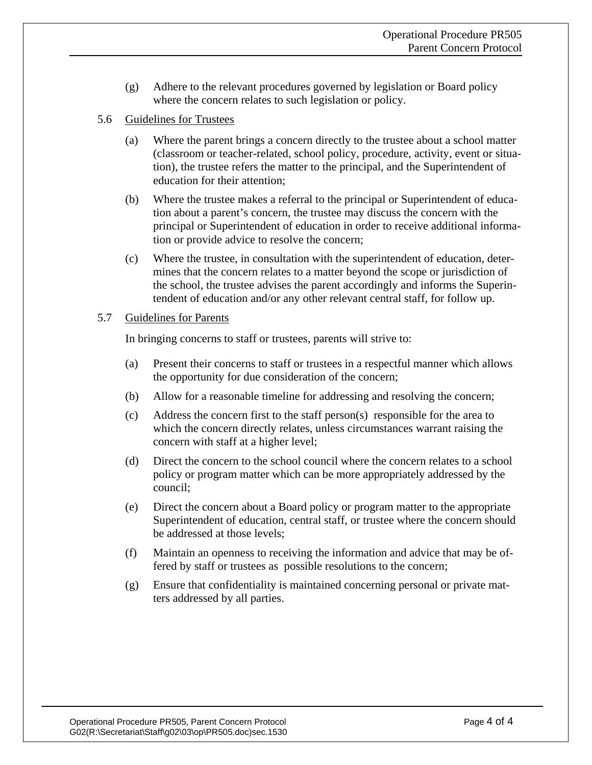(g) Adhere to the relevant procedures governed by legislation or Board policy where the concern relates to such legislation or policy.

5.6 Guidelines for Trustees

(a) Where the parent brings a concern directly to the trustee about a school matter (classroom or teacher-related, school policy, procedure, activity, event or situation), the trustee refers the matter to the principal, and the Superintendent of education for their attention;

(b) Where the trustee makes a referral to the principal or Superintendent of education about a parent's concern, the trustee may discuss the concern with the principal or Superintendent of education in order to receive additional information or provide advice to resolve the concern;

(c) Where the trustee, in consultation with the superintendent of education, determines that the concern relates to a matter beyond the scope or jurisdiction of the school, the trustee advises the parent accordingly and informs the Superintendent of education and/or any other relevant central staff, for follow up.

5.7 Guidelines for Parents

In bringing concerns to staff or trustees, parents will strive to:

(a) Present their concerns to staff or trustees in a respectful manner which allows the opportunity for due consideration of the concern;

(b) Allow for a reasonable timeline for addressing and resolving the concern;

(c) Address the concern first to the staff person(s) responsible for the area to which the concern directly relates, unless circumstances warrant raising the concern with staff at a higher level;

(d) Direct the concern to the school council where the concern relates to a school policy or program matter which can be more appropriately addressed by the council;

(e) Direct the concern about a Board policy or program matter to the appropriate Superintendent of education, central staff, or trustee where the concern should be addressed at those levels;

(f) Maintain an openness to receiving the information and advice that may be offered by staff or trustees as possible resolutions to the concern;

(g) Ensure that confidentiality is maintained concerning personal or private matters addressed by all parties.